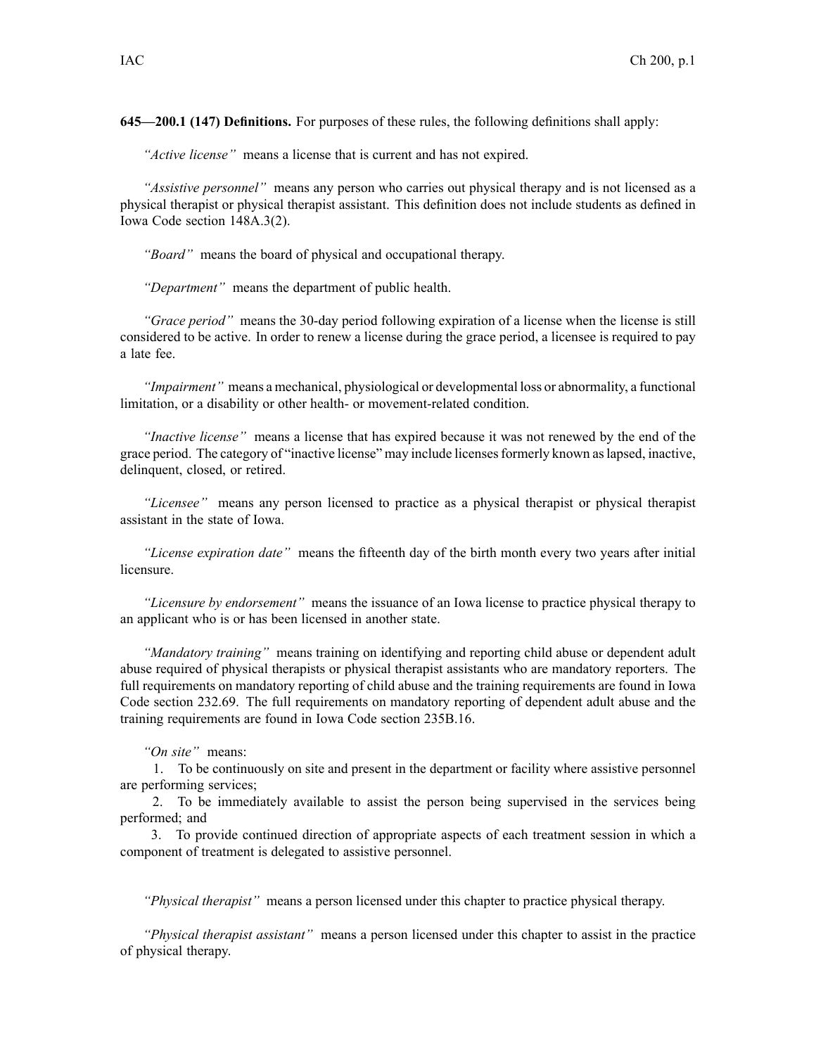**645—200.1 (147) Definitions.** For purposes of these rules, the following definitions shall apply:

*"Active license"* means a license that is current and has not expired.

*"Assistive personnel"* means any person who carries out physical therapy and is not licensed as a physical therapist or physical therapist assistant. This definition does not include students as defined in Iowa Code section 148A.3(2).

*"Board"* means the board of physical and occupational therapy.

*"Department"* means the department of public health.

*"Grace period"* means the 30-day period following expiration of a license when the license is still considered to be active. In order to renew a license during the grace period, a licensee is required to pay a late fee.

*"Impairment"* means a mechanical, physiological or developmental loss or abnormality, a functional limitation, or a disability or other health- or movement-related condition.

*"Inactive license"* means a license that has expired because it was not renewed by the end of the grace period. The category of "inactive license" may include licenses formerly known as lapsed, inactive, delinquent, closed, or retired.

*"Licensee"* means any person licensed to practice as a physical therapist or physical therapist assistant in the state of Iowa.

*"License expiration date"* means the fifteenth day of the birth month every two years after initial licensure.

*"Licensure by endorsement"* means the issuance of an Iowa license to practice physical therapy to an applicant who is or has been licensed in another state.

*"Mandatory training"* means training on identifying and reporting child abuse or dependent adult abuse required of physical therapists or physical therapist assistants who are mandatory reporters. The full requirements on mandatory reporting of child abuse and the training requirements are found in Iowa Code section 232.69. The full requirements on mandatory reporting of dependent adult abuse and the training requirements are found in Iowa Code section 235B.16.

*"On site"* means:

1. To be continuously on site and present in the department or facility where assistive personnel are performing services;
2. To be immediately available to assist the person being supervised in the services being performed; and
3. To provide continued direction of appropriate aspects of each treatment session in which a component of treatment is delegated to assistive personnel.

*"Physical therapist"* means a person licensed under this chapter to practice physical therapy.

*"Physical therapist assistant"* means a person licensed under this chapter to assist in the practice of physical therapy.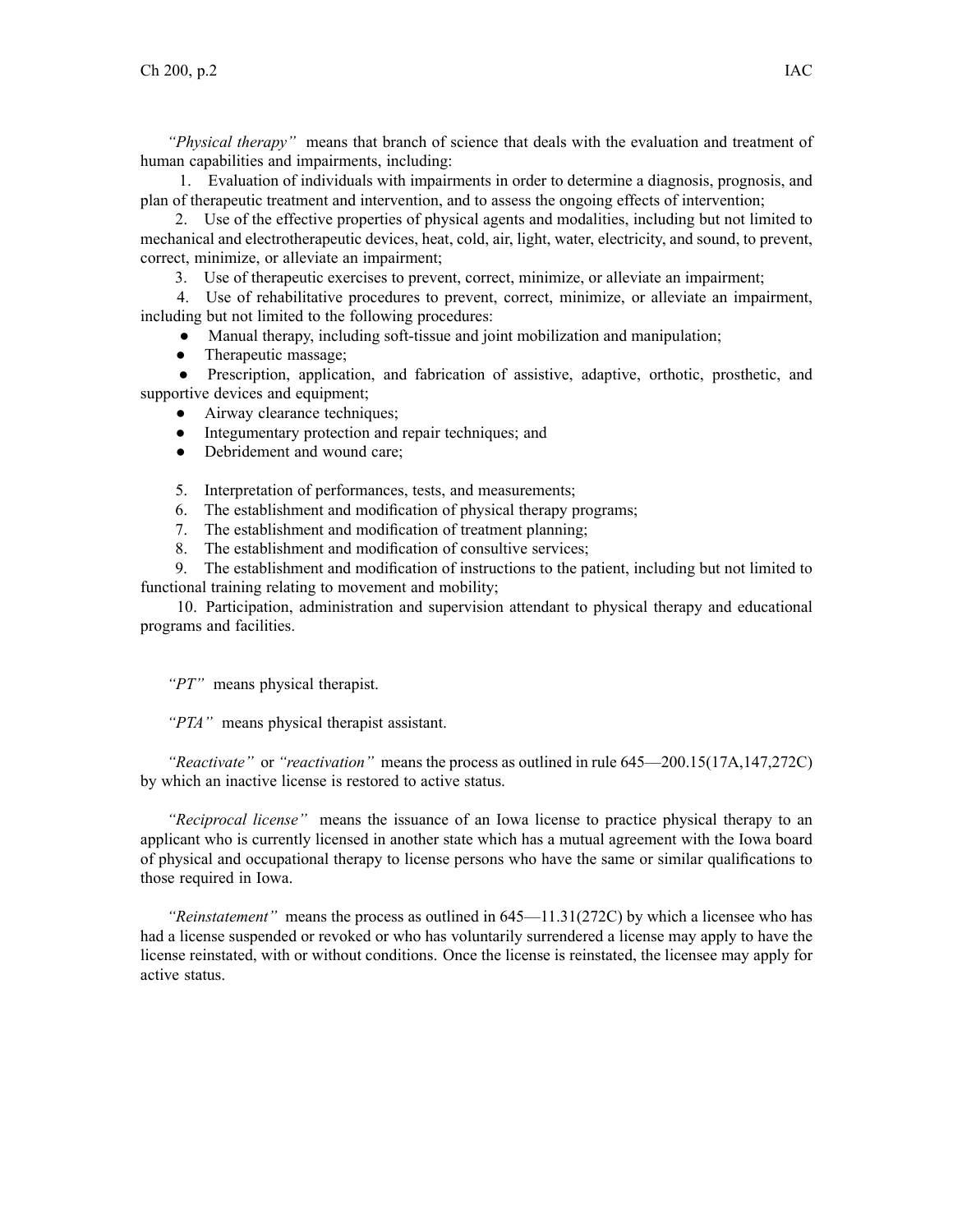*"Physical therapy"* means that branch of science that deals with the evaluation and treatment of human capabilities and impairments, including:

1. Evaluation of individuals with impairments in order to determine a diagnosis, prognosis, and plan of therapeutic treatment and intervention, and to assess the ongoing effects of intervention;
2. Use of the effective properties of physical agents and modalities, including but not limited to mechanical and electrotherapeutic devices, heat, cold, air, light, water, electricity, and sound, to prevent, correct, minimize, or alleviate an impairment;
3. Use of therapeutic exercises to prevent, correct, minimize, or alleviate an impairment;
4. Use of rehabilitative procedures to prevent, correct, minimize, or alleviate an impairment, including but not limited to the following procedures:
   - Manual therapy, including soft-tissue and joint mobilization and manipulation;
   - Therapeutic massage;
   - Prescription, application, and fabrication of assistive, adaptive, orthotic, prosthetic, and supportive devices and equipment;
   - Airway clearance techniques;
   - Integumentary protection and repair techniques; and
   - Debridement and wound care;
5. Interpretation of performances, tests, and measurements;
6. The establishment and modification of physical therapy programs;
7. The establishment and modification of treatment planning;
8. The establishment and modification of consultive services;
9. The establishment and modification of instructions to the patient, including but not limited to functional training relating to movement and mobility;
10. Participation, administration and supervision attendant to physical therapy and educational programs and facilities.

*"PT"* means physical therapist.

*"PTA"* means physical therapist assistant.

*"Reactivate"* or *"reactivation"* means the process as outlined in rule 645—200.15(17A,147,272C) by which an inactive license is restored to active status.

*"Reciprocal license"* means the issuance of an Iowa license to practice physical therapy to an applicant who is currently licensed in another state which has a mutual agreement with the Iowa board of physical and occupational therapy to license persons who have the same or similar qualifications to those required in Iowa.

*"Reinstatement"* means the process as outlined in 645—11.31(272C) by which a licensee who has had a license suspended or revoked or who has voluntarily surrendered a license may apply to have the license reinstated, with or without conditions. Once the license is reinstated, the licensee may apply for active status.